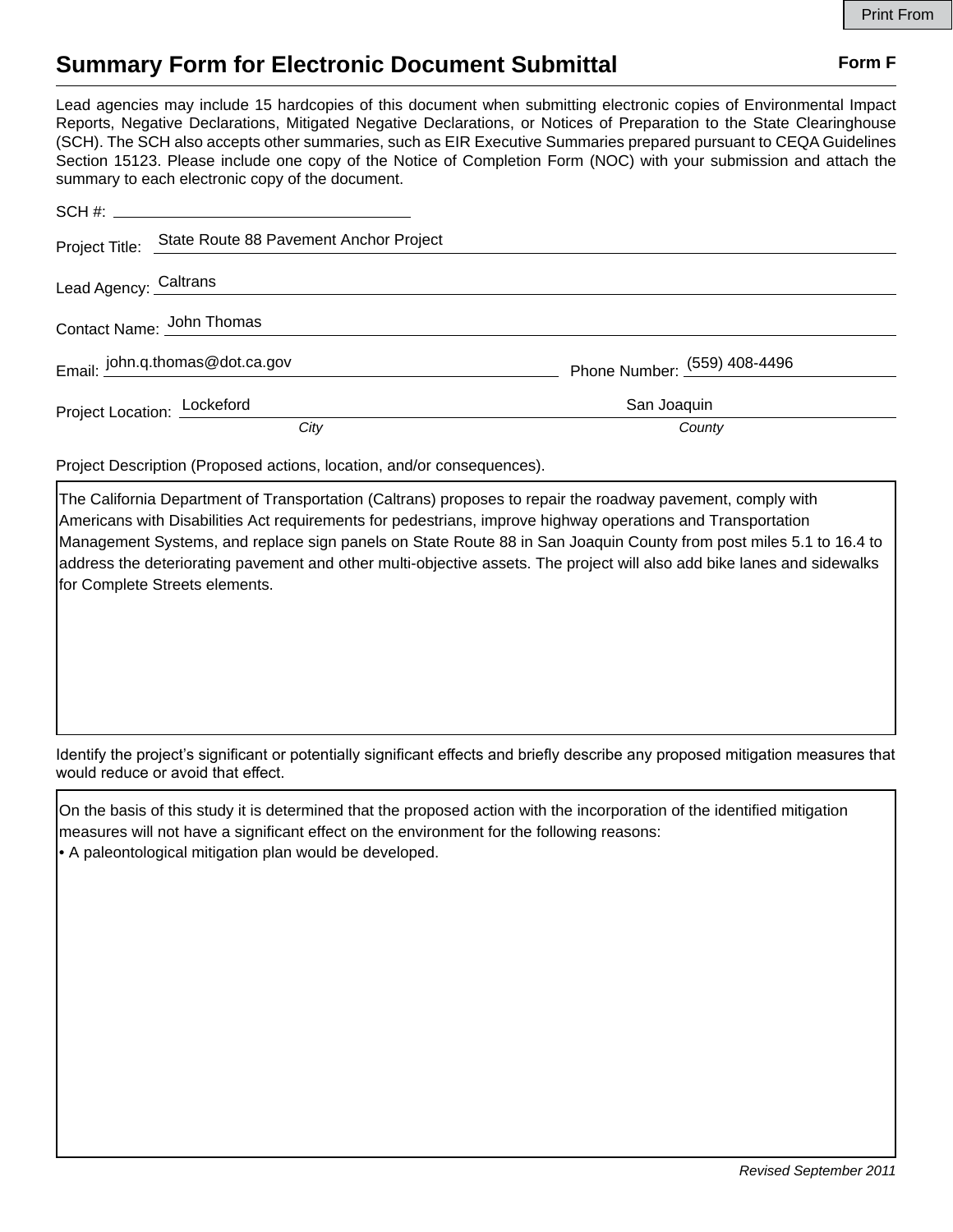Print From

# Summary Form for Electronic Document Submittal

**Form F**

Lead agencies may include 15 hardcopies of this document when submitting electronic copies of Environmental Impact Reports, Negative Declarations, Mitigated Negative Declarations, or Notices of Preparation to the State Clearinghouse (SCH). The SCH also accepts other summaries, such as EIR Executive Summaries prepared pursuant to CEQA Guidelines Section 15123. Please include one copy of the Notice of Completion Form (NOC) with your submission and attach the summary to each electronic copy of the document.

SCH #: 

Project Title: State Route 88 Pavement Anchor Project

Lead Agency: Caltrans

Contact Name: John Thomas

Email: john.q.thomas@dot.ca.gov Phone Number: (559) 408-4496

Project Location: Lockeford (*City*) San Joaquin (*County*)

Project Description (Proposed actions, location, and/or consequences).

The California Department of Transportation (Caltrans) proposes to repair the roadway pavement, comply with Americans with Disabilities Act requirements for pedestrians, improve highway operations and Transportation Management Systems, and replace sign panels on State Route 88 in San Joaquin County from post miles 5.1 to 16.4 to address the deteriorating pavement and other multi-objective assets. The project will also add bike lanes and sidewalks for Complete Streets elements.

Identify the project's significant or potentially significant effects and briefly describe any proposed mitigation measures that would reduce or avoid that effect.

On the basis of this study it is determined that the proposed action with the incorporation of the identified mitigation measures will not have a significant effect on the environment for the following reasons:
- A paleontological mitigation plan would be developed.

*Revised September 2011*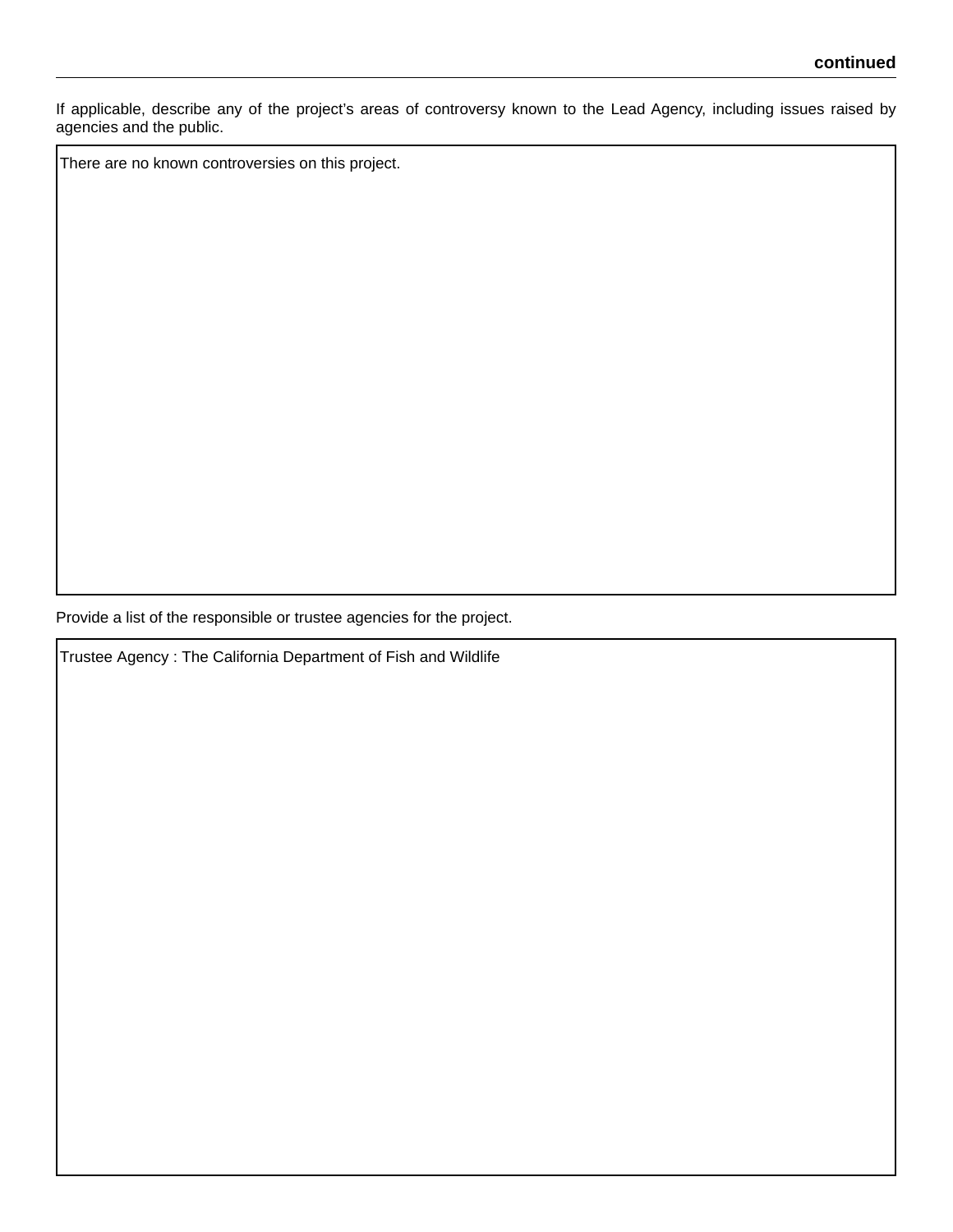**continued**

If applicable, describe any of the project's areas of controversy known to the Lead Agency, including issues raised by agencies and the public.

There are no known controversies on this project.

Provide a list of the responsible or trustee agencies for the project.

Trustee Agency : The California Department of Fish and Wildlife